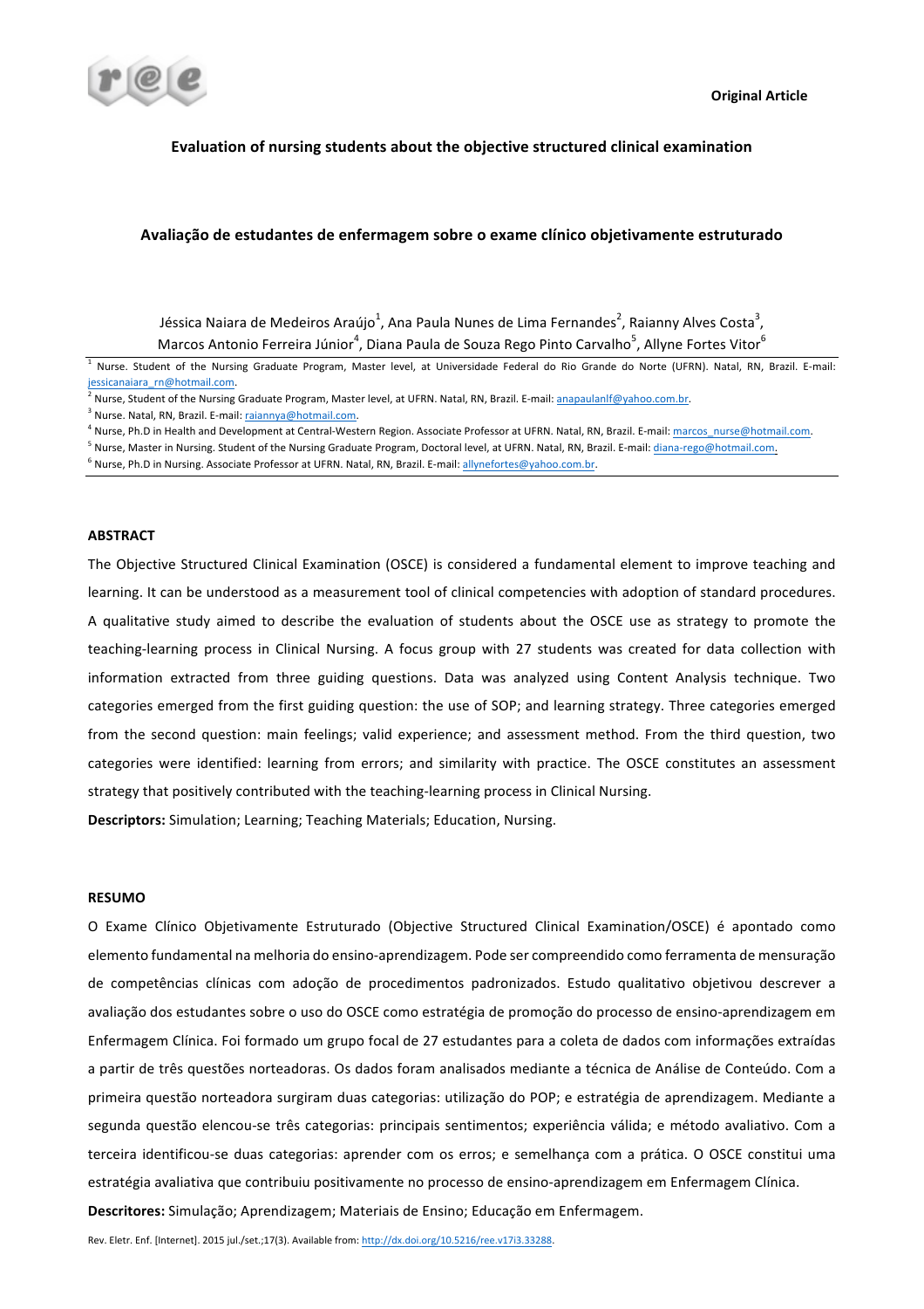Original Article

# Evaluation of nursing students about the objective structured clinical examination

# Avaliação de estudantes de enfermagem sobre o exame clínico objetivamente estruturado

Jéssica Naiara de Medeiros Araújo[1], Ana Paula Nunes de Lima Fernandes[2], Raianny Alves Costa[3], Marcos Antonio Ferreira Júnior[4], Diana Paula de Souza Rego Pinto Carvalho[5], Allyne Fortes Vitor[6]

[1] Nurse. Student of the Nursing Graduate Program, Master level, at Universidade Federal do Rio Grande do Norte (UFRN). Natal, RN, Brazil. E-mail: jessicanaiara_rn@hotmail.com.

[2] Nurse, Student of the Nursing Graduate Program, Master level, at UFRN. Natal, RN, Brazil. E-mail: anapaulanlf@yahoo.com.br.

[3] Nurse. Natal, RN, Brazil. E-mail: raiannya@hotmail.com.

[4] Nurse, Ph.D in Health and Development at Central-Western Region. Associate Professor at UFRN. Natal, RN, Brazil. E-mail: marcos_nurse@hotmail.com.

[5] Nurse, Master in Nursing. Student of the Nursing Graduate Program, Doctoral level, at UFRN. Natal, RN, Brazil. E-mail: diana-rego@hotmail.com.

[6] Nurse, Ph.D in Nursing. Associate Professor at UFRN. Natal, RN, Brazil. E-mail: allynefortes@yahoo.com.br.

## ABSTRACT

The Objective Structured Clinical Examination (OSCE) is considered a fundamental element to improve teaching and learning. It can be understood as a measurement tool of clinical competencies with adoption of standard procedures. A qualitative study aimed to describe the evaluation of students about the OSCE use as strategy to promote the teaching-learning process in Clinical Nursing. A focus group with 27 students was created for data collection with information extracted from three guiding questions. Data was analyzed using Content Analysis technique. Two categories emerged from the first guiding question: the use of SOP; and learning strategy. Three categories emerged from the second question: main feelings; valid experience; and assessment method. From the third question, two categories were identified: learning from errors; and similarity with practice. The OSCE constitutes an assessment strategy that positively contributed with the teaching-learning process in Clinical Nursing.

**Descriptors:** Simulation; Learning; Teaching Materials; Education, Nursing.

## RESUMO

O Exame Clínico Objetivamente Estruturado (Objective Structured Clinical Examination/OSCE) é apontado como elemento fundamental na melhoria do ensino-aprendizagem. Pode ser compreendido como ferramenta de mensuração de competências clínicas com adoção de procedimentos padronizados. Estudo qualitativo objetivou descrever a avaliação dos estudantes sobre o uso do OSCE como estratégia de promoção do processo de ensino-aprendizagem em Enfermagem Clínica. Foi formado um grupo focal de 27 estudantes para a coleta de dados com informações extraídas a partir de três questões norteadoras. Os dados foram analisados mediante a técnica de Análise de Conteúdo. Com a primeira questão norteadora surgiram duas categorias: utilização do POP; e estratégia de aprendizagem. Mediante a segunda questão elencou-se três categorias: principais sentimentos; experiência válida; e método avaliativo. Com a terceira identificou-se duas categorias: aprender com os erros; e semelhança com a prática. O OSCE constitui uma estratégia avaliativa que contribuiu positivamente no processo de ensino-aprendizagem em Enfermagem Clínica.

**Descritores:** Simulação; Aprendizagem; Materiais de Ensino; Educação em Enfermagem.

Rev. Eletr. Enf. [Internet]. 2015 jul./set.;17(3). Available from: http://dx.doi.org/10.5216/ree.v17i3.33288.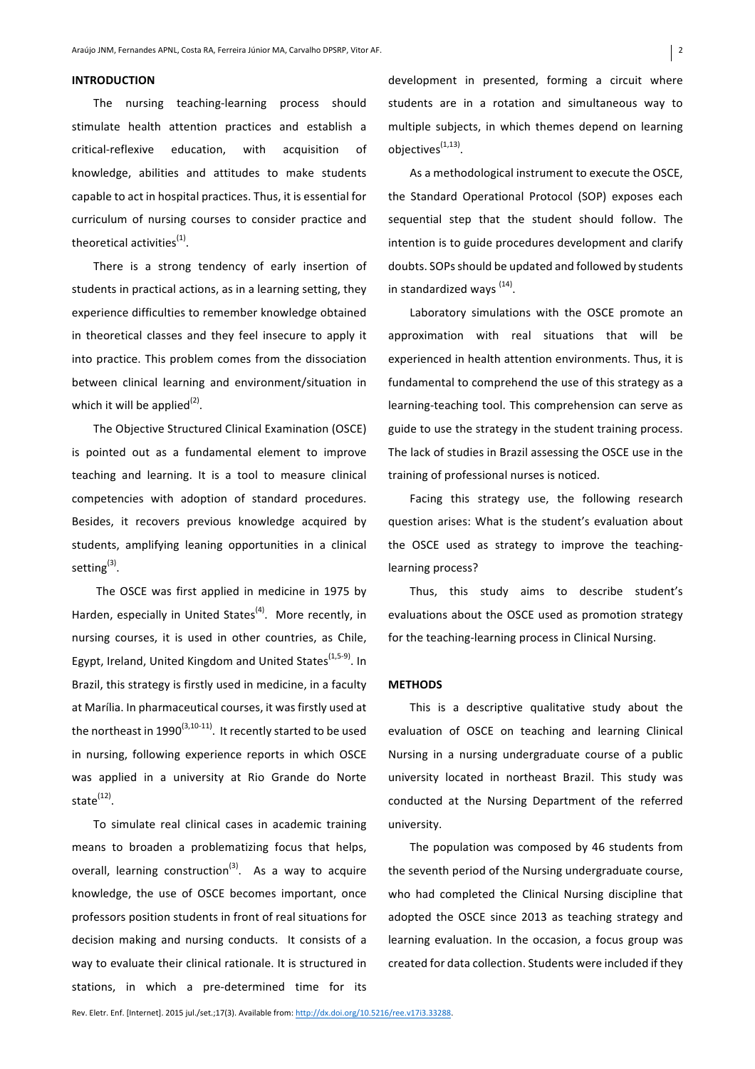## INTRODUCTION

The nursing teaching-learning process should stimulate health attention practices and establish a critical-reflexive education, with acquisition of knowledge, abilities and attitudes to make students capable to act in hospital practices. Thus, it is essential for curriculum of nursing courses to consider practice and theoretical activities[1].

There is a strong tendency of early insertion of students in practical actions, as in a learning setting, they experience difficulties to remember knowledge obtained in theoretical classes and they feel insecure to apply it into practice. This problem comes from the dissociation between clinical learning and environment/situation in which it will be applied[2].

The Objective Structured Clinical Examination (OSCE) is pointed out as a fundamental element to improve teaching and learning. It is a tool to measure clinical competencies with adoption of standard procedures. Besides, it recovers previous knowledge acquired by students, amplifying leaning opportunities in a clinical setting[3].

The OSCE was first applied in medicine in 1975 by Harden, especially in United States[4]. More recently, in nursing courses, it is used in other countries, as Chile, Egypt, Ireland, United Kingdom and United States[1,5-9]. In Brazil, this strategy is firstly used in medicine, in a faculty at Marília. In pharmaceutical courses, it was firstly used at the northeast in 1990[3,10-11]. It recently started to be used in nursing, following experience reports in which OSCE was applied in a university at Rio Grande do Norte state[12].

To simulate real clinical cases in academic training means to broaden a problematizing focus that helps, overall, learning construction[3]. As a way to acquire knowledge, the use of OSCE becomes important, once professors position students in front of real situations for decision making and nursing conducts. It consists of a way to evaluate their clinical rationale. It is structured in stations, in which a pre-determined time for its development in presented, forming a circuit where students are in a rotation and simultaneous way to multiple subjects, in which themes depend on learning objectives[1,13].

As a methodological instrument to execute the OSCE, the Standard Operational Protocol (SOP) exposes each sequential step that the student should follow. The intention is to guide procedures development and clarify doubts. SOPs should be updated and followed by students in standardized ways [14].

Laboratory simulations with the OSCE promote an approximation with real situations that will be experienced in health attention environments. Thus, it is fundamental to comprehend the use of this strategy as a learning-teaching tool. This comprehension can serve as guide to use the strategy in the student training process. The lack of studies in Brazil assessing the OSCE use in the training of professional nurses is noticed.

Facing this strategy use, the following research question arises: What is the student's evaluation about the OSCE used as strategy to improve the teaching-learning process?

Thus, this study aims to describe student's evaluations about the OSCE used as promotion strategy for the teaching-learning process in Clinical Nursing.

## METHODS

This is a descriptive qualitative study about the evaluation of OSCE on teaching and learning Clinical Nursing in a nursing undergraduate course of a public university located in northeast Brazil. This study was conducted at the Nursing Department of the referred university.

The population was composed by 46 students from the seventh period of the Nursing undergraduate course, who had completed the Clinical Nursing discipline that adopted the OSCE since 2013 as teaching strategy and learning evaluation. In the occasion, a focus group was created for data collection. Students were included if they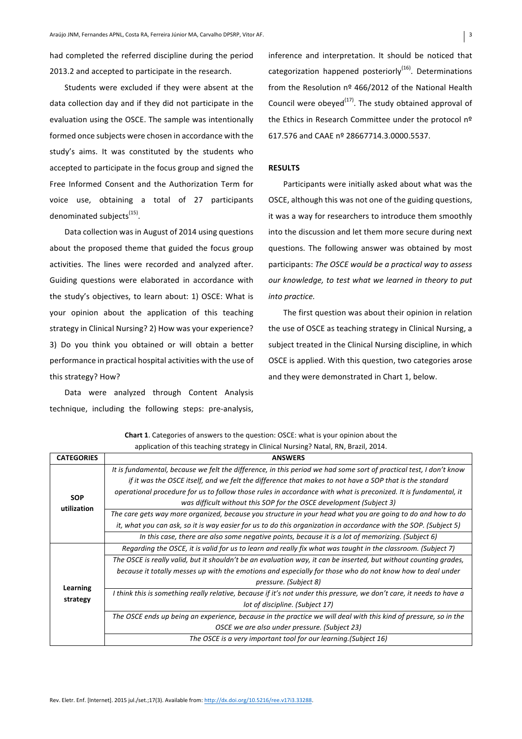had completed the referred discipline during the period 2013.2 and accepted to participate in the research.

Students were excluded if they were absent at the data collection day and if they did not participate in the evaluation using the OSCE. The sample was intentionally formed once subjects were chosen in accordance with the study's aims. It was constituted by the students who accepted to participate in the focus group and signed the Free Informed Consent and the Authorization Term for voice use, obtaining a total of 27 participants denominated subjects[15].

Data collection was in August of 2014 using questions about the proposed theme that guided the focus group activities. The lines were recorded and analyzed after. Guiding questions were elaborated in accordance with the study's objectives, to learn about: 1) OSCE: What is your opinion about the application of this teaching strategy in Clinical Nursing? 2) How was your experience? 3) Do you think you obtained or will obtain a better performance in practical hospital activities with the use of this strategy? How?

Data were analyzed through Content Analysis technique, including the following steps: pre-analysis, inference and interpretation. It should be noticed that categorization happened posteriorly[16]. Determinations from the Resolution nº 466/2012 of the National Health Council were obeyed[17]. The study obtained approval of the Ethics in Research Committee under the protocol nº 617.576 and CAAE nº 28667714.3.0000.5537.

## RESULTS

Participants were initially asked about what was the OSCE, although this was not one of the guiding questions, it was a way for researchers to introduce them smoothly into the discussion and let them more secure during next questions. The following answer was obtained by most participants: *The OSCE would be a practical way to assess our knowledge, to test what we learned in theory to put into practice.*

The first question was about their opinion in relation the use of OSCE as teaching strategy in Clinical Nursing, a subject treated in the Clinical Nursing discipline, in which OSCE is applied. With this question, two categories arose and they were demonstrated in Chart 1, below.

**Chart 1**. Categories of answers to the question: OSCE: what is your opinion about the application of this teaching strategy in Clinical Nursing? Natal, RN, Brazil, 2014.

| CATEGORIES | ANSWERS |
|---|---|
| SOP utilization | *It is fundamental, because we felt the difference, in this period we had some sort of practical test, I don't know if it was the OSCE itself, and we felt the difference that makes to not have a SOP that is the standard operational procedure for us to follow those rules in accordance with what is preconized. It is fundamental, it was difficult without this SOP for the OSCE development (Subject 3)* |
| | *The care gets way more organized, because you structure in your head what you are going to do and how to do it, what you can ask, so it is way easier for us to do this organization in accordance with the SOP. (Subject 5)* |
| | *In this case, there are also some negative points, because it is a lot of memorizing. (Subject 6)* |
| Learning strategy | *Regarding the OSCE, it is valid for us to learn and really fix what was taught in the classroom. (Subject 7)* |
| | *The OSCE is really valid, but it shouldn't be an evaluation way, it can be inserted, but without counting grades, because it totally messes up with the emotions and especially for those who do not know how to deal under pressure. (Subject 8)* |
| | *I think this is something really relative, because if it's not under this pressure, we don't care, it needs to have a lot of discipline. (Subject 17)* |
| | *The OSCE ends up being an experience, because in the practice we will deal with this kind of pressure, so in the OSCE we are also under pressure. (Subject 23)* |
| | *The OSCE is a very important tool for our learning.(Subject 16)* |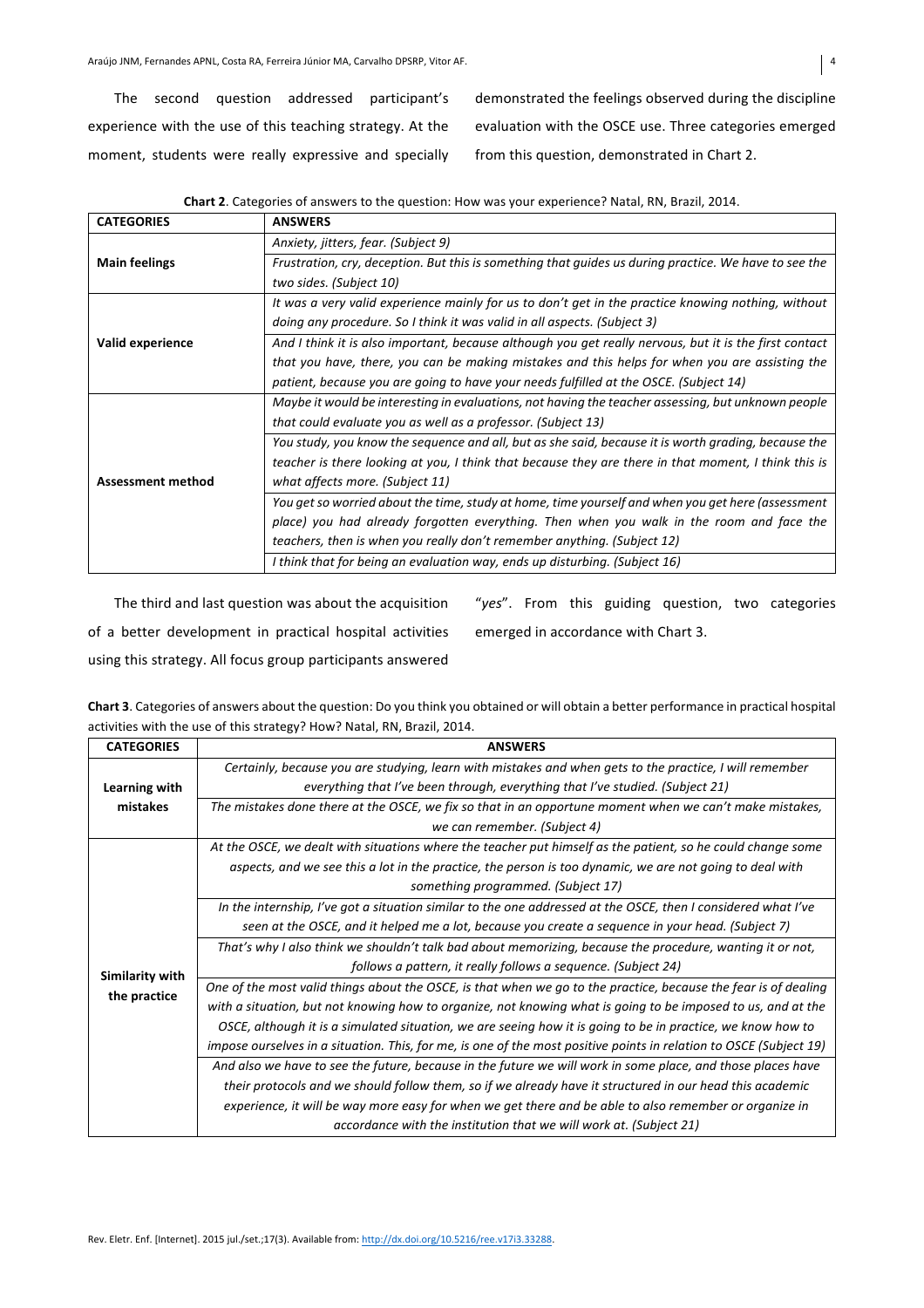The second question addressed participant's experience with the use of this teaching strategy. At the moment, students were really expressive and specially demonstrated the feelings observed during the discipline evaluation with the OSCE use. Three categories emerged from this question, demonstrated in Chart 2.

**Chart 2**. Categories of answers to the question: How was your experience? Natal, RN, Brazil, 2014.

| CATEGORIES | ANSWERS |
|---|---|
| **Main feelings** | *Anxiety, jitters, fear. (Subject 9)* |
| | *Frustration, cry, deception. But this is something that guides us during practice. We have to see the two sides. (Subject 10)* |
| **Valid experience** | *It was a very valid experience mainly for us to don't get in the practice knowing nothing, without doing any procedure. So I think it was valid in all aspects. (Subject 3)* |
| | *And I think it is also important, because although you get really nervous, but it is the first contact that you have, there, you can be making mistakes and this helps for when you are assisting the patient, because you are going to have your needs fulfilled at the OSCE. (Subject 14)* |
| **Assessment method** | *Maybe it would be interesting in evaluations, not having the teacher assessing, but unknown people that could evaluate you as well as a professor. (Subject 13)* |
| | *You study, you know the sequence and all, but as she said, because it is worth grading, because the teacher is there looking at you, I think that because they are there in that moment, I think this is what affects more. (Subject 11)* |
| | *You get so worried about the time, study at home, time yourself and when you get here (assessment place) you had already forgotten everything. Then when you walk in the room and face the teachers, then is when you really don't remember anything. (Subject 12)* |
| | *I think that for being an evaluation way, ends up disturbing. (Subject 16)* |

The third and last question was about the acquisition of a better development in practical hospital activities using this strategy. All focus group participants answered "*yes*". From this guiding question, two categories emerged in accordance with Chart 3.

**Chart 3**. Categories of answers about the question: Do you think you obtained or will obtain a better performance in practical hospital activities with the use of this strategy? How? Natal, RN, Brazil, 2014.

| CATEGORIES | ANSWERS |
|---|---|
| **Learning with mistakes** | *Certainly, because you are studying, learn with mistakes and when gets to the practice, I will remember everything that I've been through, everything that I've studied. (Subject 21)* |
| | *The mistakes done there at the OSCE, we fix so that in an opportune moment when we can't make mistakes, we can remember. (Subject 4)* |
| **Similarity with the practice** | *At the OSCE, we dealt with situations where the teacher put himself as the patient, so he could change some aspects, and we see this a lot in the practice, the person is too dynamic, we are not going to deal with something programmed. (Subject 17)* |
| | *In the internship, I've got a situation similar to the one addressed at the OSCE, then I considered what I've seen at the OSCE, and it helped me a lot, because you create a sequence in your head. (Subject 7)* |
| | *That's why I also think we shouldn't talk bad about memorizing, because the procedure, wanting it or not, follows a pattern, it really follows a sequence. (Subject 24)* |
| | *One of the most valid things about the OSCE, is that when we go to the practice, because the fear is of dealing with a situation, but not knowing how to organize, not knowing what is going to be imposed to us, and at the OSCE, although it is a simulated situation, we are seeing how it is going to be in practice, we know how to impose ourselves in a situation. This, for me, is one of the most positive points in relation to OSCE (Subject 19)* |
| | *And also we have to see the future, because in the future we will work in some place, and those places have their protocols and we should follow them, so if we already have it structured in our head this academic experience, it will be way more easy for when we get there and be able to also remember or organize in accordance with the institution that we will work at. (Subject 21)* |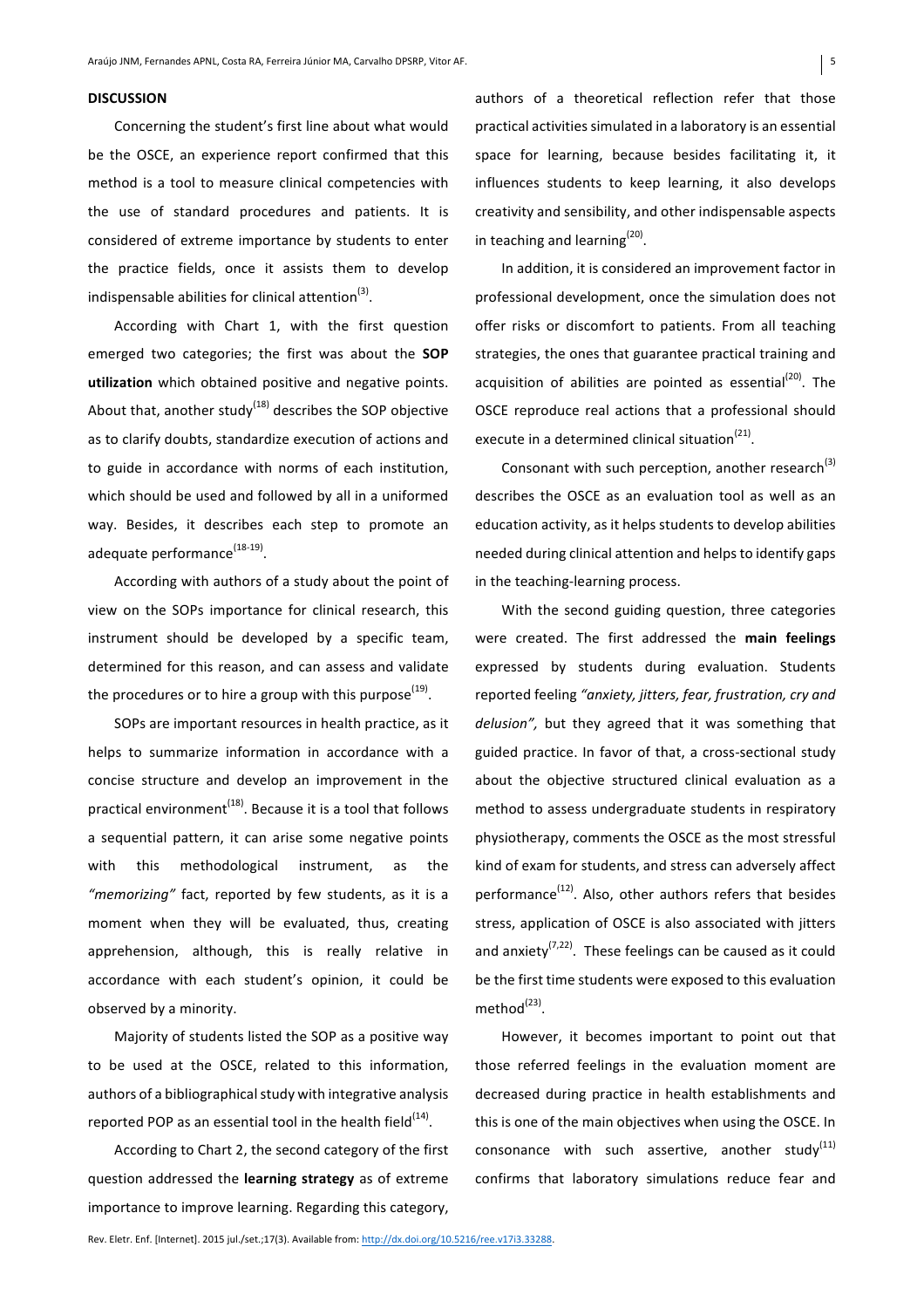## DISCUSSION

Concerning the student's first line about what would be the OSCE, an experience report confirmed that this method is a tool to measure clinical competencies with the use of standard procedures and patients. It is considered of extreme importance by students to enter the practice fields, once it assists them to develop indispensable abilities for clinical attention[3].

According with Chart 1, with the first question emerged two categories; the first was about the **SOP utilization** which obtained positive and negative points. About that, another study[18] describes the SOP objective as to clarify doubts, standardize execution of actions and to guide in accordance with norms of each institution, which should be used and followed by all in a uniformed way. Besides, it describes each step to promote an adequate performance[18-19].

According with authors of a study about the point of view on the SOPs importance for clinical research, this instrument should be developed by a specific team, determined for this reason, and can assess and validate the procedures or to hire a group with this purpose[19].

SOPs are important resources in health practice, as it helps to summarize information in accordance with a concise structure and develop an improvement in the practical environment[18]. Because it is a tool that follows a sequential pattern, it can arise some negative points with this methodological instrument, as the *"memorizing"* fact, reported by few students, as it is a moment when they will be evaluated, thus, creating apprehension, although, this is really relative in accordance with each student's opinion, it could be observed by a minority.

Majority of students listed the SOP as a positive way to be used at the OSCE, related to this information, authors of a bibliographical study with integrative analysis reported POP as an essential tool in the health field[14].

According to Chart 2, the second category of the first question addressed the **learning strategy** as of extreme importance to improve learning. Regarding this category, authors of a theoretical reflection refer that those practical activities simulated in a laboratory is an essential space for learning, because besides facilitating it, it influences students to keep learning, it also develops creativity and sensibility, and other indispensable aspects in teaching and learning[20].

In addition, it is considered an improvement factor in professional development, once the simulation does not offer risks or discomfort to patients. From all teaching strategies, the ones that guarantee practical training and acquisition of abilities are pointed as essential[20]. The OSCE reproduce real actions that a professional should execute in a determined clinical situation[21].

Consonant with such perception, another research[3] describes the OSCE as an evaluation tool as well as an education activity, as it helps students to develop abilities needed during clinical attention and helps to identify gaps in the teaching-learning process.

With the second guiding question, three categories were created. The first addressed the **main feelings** expressed by students during evaluation. Students reported feeling *"anxiety, jitters, fear, frustration, cry and delusion",* but they agreed that it was something that guided practice. In favor of that, a cross-sectional study about the objective structured clinical evaluation as a method to assess undergraduate students in respiratory physiotherapy, comments the OSCE as the most stressful kind of exam for students, and stress can adversely affect performance[12]. Also, other authors refers that besides stress, application of OSCE is also associated with jitters and anxiety[7,22]. These feelings can be caused as it could be the first time students were exposed to this evaluation method[23].

However, it becomes important to point out that those referred feelings in the evaluation moment are decreased during practice in health establishments and this is one of the main objectives when using the OSCE. In consonance with such assertive, another study[11] confirms that laboratory simulations reduce fear and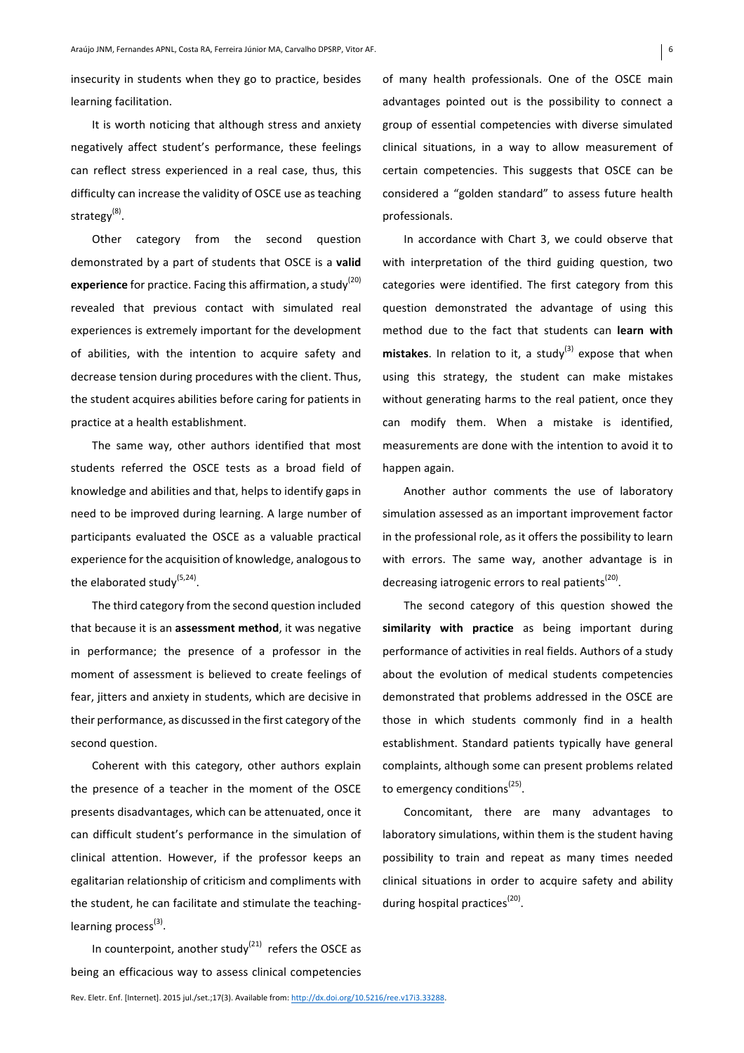insecurity in students when they go to practice, besides learning facilitation.

It is worth noticing that although stress and anxiety negatively affect student's performance, these feelings can reflect stress experienced in a real case, thus, this difficulty can increase the validity of OSCE use as teaching strategy[8].

Other category from the second question demonstrated by a part of students that OSCE is a **valid experience** for practice. Facing this affirmation, a study[20] revealed that previous contact with simulated real experiences is extremely important for the development of abilities, with the intention to acquire safety and decrease tension during procedures with the client. Thus, the student acquires abilities before caring for patients in practice at a health establishment.

The same way, other authors identified that most students referred the OSCE tests as a broad field of knowledge and abilities and that, helps to identify gaps in need to be improved during learning. A large number of participants evaluated the OSCE as a valuable practical experience for the acquisition of knowledge, analogous to the elaborated study[5,24].

The third category from the second question included that because it is an **assessment method**, it was negative in performance; the presence of a professor in the moment of assessment is believed to create feelings of fear, jitters and anxiety in students, which are decisive in their performance, as discussed in the first category of the second question.

Coherent with this category, other authors explain the presence of a teacher in the moment of the OSCE presents disadvantages, which can be attenuated, once it can difficult student's performance in the simulation of clinical attention. However, if the professor keeps an egalitarian relationship of criticism and compliments with the student, he can facilitate and stimulate the teaching-learning process[3].

In counterpoint, another study[21] refers the OSCE as being an efficacious way to assess clinical competencies of many health professionals. One of the OSCE main advantages pointed out is the possibility to connect a group of essential competencies with diverse simulated clinical situations, in a way to allow measurement of certain competencies. This suggests that OSCE can be considered a "golden standard" to assess future health professionals.

In accordance with Chart 3, we could observe that with interpretation of the third guiding question, two categories were identified. The first category from this question demonstrated the advantage of using this method due to the fact that students can **learn with mistakes**. In relation to it, a study[3] expose that when using this strategy, the student can make mistakes without generating harms to the real patient, once they can modify them. When a mistake is identified, measurements are done with the intention to avoid it to happen again.

Another author comments the use of laboratory simulation assessed as an important improvement factor in the professional role, as it offers the possibility to learn with errors. The same way, another advantage is in decreasing iatrogenic errors to real patients[20].

The second category of this question showed the **similarity with practice** as being important during performance of activities in real fields. Authors of a study about the evolution of medical students competencies demonstrated that problems addressed in the OSCE are those in which students commonly find in a health establishment. Standard patients typically have general complaints, although some can present problems related to emergency conditions[25].

Concomitant, there are many advantages to laboratory simulations, within them is the student having possibility to train and repeat as many times needed clinical situations in order to acquire safety and ability during hospital practices[20].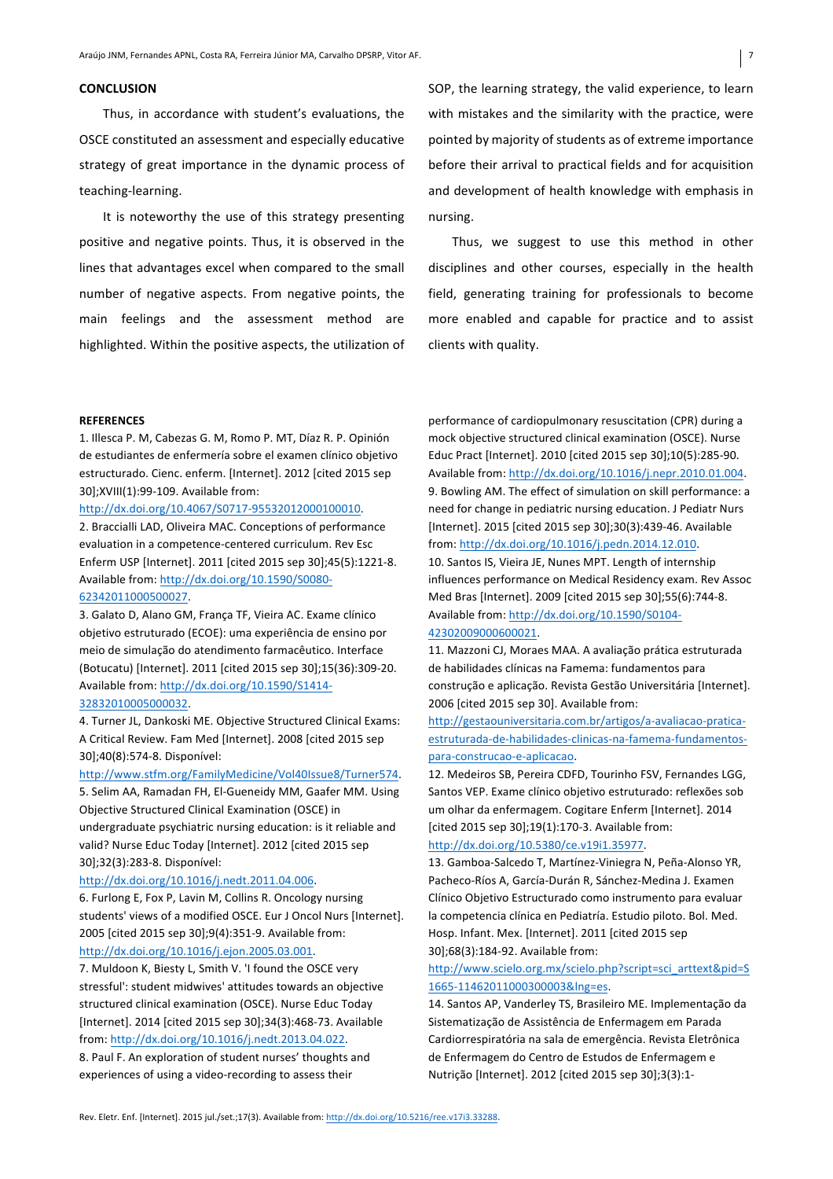## CONCLUSION

Thus, in accordance with student's evaluations, the OSCE constituted an assessment and especially educative strategy of great importance in the dynamic process of teaching-learning.

It is noteworthy the use of this strategy presenting positive and negative points. Thus, it is observed in the lines that advantages excel when compared to the small number of negative aspects. From negative points, the main feelings and the assessment method are highlighted. Within the positive aspects, the utilization of SOP, the learning strategy, the valid experience, to learn with mistakes and the similarity with the practice, were pointed by majority of students as of extreme importance before their arrival to practical fields and for acquisition and development of health knowledge with emphasis in nursing.

Thus, we suggest to use this method in other disciplines and other courses, especially in the health field, generating training for professionals to become more enabled and capable for practice and to assist clients with quality.

## REFERENCES

1. Illesca P. M, Cabezas G. M, Romo P. MT, Díaz R. P. Opinión de estudiantes de enfermería sobre el examen clínico objetivo estructurado. Cienc. enferm. [Internet]. 2012 [cited 2015 sep 30];XVIII(1):99-109. Available from: http://dx.doi.org/10.4067/S0717-95532012000100010.
2. Braccialli LAD, Oliveira MAC. Conceptions of performance evaluation in a competence-centered curriculum. Rev Esc Enferm USP [Internet]. 2011 [cited 2015 sep 30];45(5):1221-8. Available from: http://dx.doi.org/10.1590/S0080-62342011000500027.
3. Galato D, Alano GM, França TF, Vieira AC. Exame clínico objetivo estruturado (ECOE): uma experiência de ensino por meio de simulação do atendimento farmacêutico. Interface (Botucatu) [Internet]. 2011 [cited 2015 sep 30];15(36):309-20. Available from: http://dx.doi.org/10.1590/S1414-32832010005000032.
4. Turner JL, Dankoski ME. Objective Structured Clinical Exams: A Critical Review. Fam Med [Internet]. 2008 [cited 2015 sep 30];40(8):574-8. Disponível: http://www.stfm.org/FamilyMedicine/Vol40Issue8/Turner574.
5. Selim AA, Ramadan FH, El-Gueneidy MM, Gaafer MM. Using Objective Structured Clinical Examination (OSCE) in undergraduate psychiatric nursing education: is it reliable and valid? Nurse Educ Today [Internet]. 2012 [cited 2015 sep 30];32(3):283-8. Disponível: http://dx.doi.org/10.1016/j.nedt.2011.04.006.
6. Furlong E, Fox P, Lavin M, Collins R. Oncology nursing students' views of a modified OSCE. Eur J Oncol Nurs [Internet]. 2005 [cited 2015 sep 30];9(4):351-9. Available from: http://dx.doi.org/10.1016/j.ejon.2005.03.001.
7. Muldoon K, Biesty L, Smith V. 'I found the OSCE very stressful': student midwives' attitudes towards an objective structured clinical examination (OSCE). Nurse Educ Today [Internet]. 2014 [cited 2015 sep 30];34(3):468-73. Available from: http://dx.doi.org/10.1016/j.nedt.2013.04.022.
8. Paul F. An exploration of student nurses' thoughts and experiences of using a video-recording to assess their performance of cardiopulmonary resuscitation (CPR) during a mock objective structured clinical examination (OSCE). Nurse Educ Pract [Internet]. 2010 [cited 2015 sep 30];10(5):285-90. Available from: http://dx.doi.org/10.1016/j.nepr.2010.01.004.
9. Bowling AM. The effect of simulation on skill performance: a need for change in pediatric nursing education. J Pediatr Nurs [Internet]. 2015 [cited 2015 sep 30];30(3):439-46. Available from: http://dx.doi.org/10.1016/j.pedn.2014.12.010.
10. Santos IS, Vieira JE, Nunes MPT. Length of internship influences performance on Medical Residency exam. Rev Assoc Med Bras [Internet]. 2009 [cited 2015 sep 30];55(6):744-8. Available from: http://dx.doi.org/10.1590/S0104-42302009000600021.
11. Mazzoni CJ, Moraes MAA. A avaliação prática estruturada de habilidades clínicas na Famema: fundamentos para construção e aplicação. Revista Gestão Universitária [Internet]. 2006 [cited 2015 sep 30]. Available from: http://gestaouniversitaria.com.br/artigos/a-avaliacao-pratica-estruturada-de-habilidades-clinicas-na-famema-fundamentos-para-construcao-e-aplicacao.
12. Medeiros SB, Pereira CDFD, Tourinho FSV, Fernandes LGG, Santos VEP. Exame clínico objetivo estruturado: reflexões sob um olhar da enfermagem. Cogitare Enferm [Internet]. 2014 [cited 2015 sep 30];19(1):170-3. Available from: http://dx.doi.org/10.5380/ce.v19i1.35977.
13. Gamboa-Salcedo T, Martínez-Viniegra N, Peña-Alonso YR, Pacheco-Ríos A, García-Durán R, Sánchez-Medina J. Examen Clínico Objetivo Estructurado como instrumento para evaluar la competencia clínica en Pediatría. Estudio piloto. Bol. Med. Hosp. Infant. Mex. [Internet]. 2011 [cited 2015 sep 30];68(3):184-92. Available from: http://www.scielo.org.mx/scielo.php?script=sci_arttext&pid=S1665-11462011000300003&lng=es.
14. Santos AP, Vanderley TS, Brasileiro ME. Implementação da Sistematização de Assistência de Enfermagem em Parada Cardiorrespiratória na sala de emergência. Revista Eletrônica de Enfermagem do Centro de Estudos de Enfermagem e Nutrição [Internet]. 2012 [cited 2015 sep 30];3(3):1-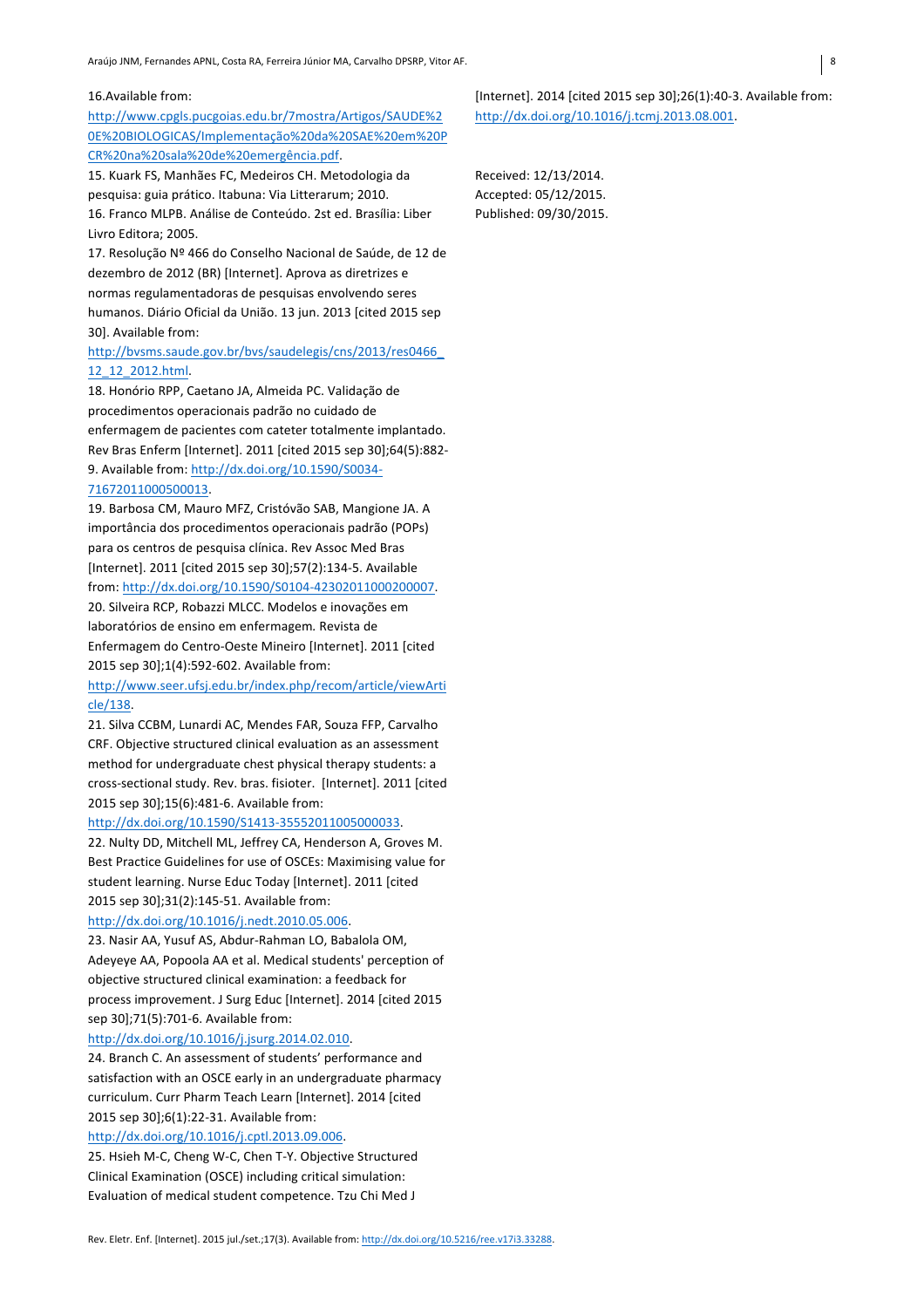16.Available from: http://www.cpgls.pucgoias.edu.br/7mostra/Artigos/SAUDE%20E%20BIOLOGICAS/Implementação%20da%20SAE%20em%20PCR%20na%20sala%20de%20emergência.pdf.

15. Kuark FS, Manhães FC, Medeiros CH. Metodologia da pesquisa: guia prático. Itabuna: Via Litterarum; 2010.

16. Franco MLPB. Análise de Conteúdo. 2st ed. Brasília: Liber Livro Editora; 2005.

17. Resolução Nº 466 do Conselho Nacional de Saúde, de 12 de dezembro de 2012 (BR) [Internet]. Aprova as diretrizes e normas regulamentadoras de pesquisas envolvendo seres humanos. Diário Oficial da União. 13 jun. 2013 [cited 2015 sep 30]. Available from: http://bvsms.saude.gov.br/bvs/saudelegis/cns/2013/res0466_12_12_2012.html.

18. Honório RPP, Caetano JA, Almeida PC. Validação de procedimentos operacionais padrão no cuidado de enfermagem de pacientes com cateter totalmente implantado. Rev Bras Enferm [Internet]. 2011 [cited 2015 sep 30];64(5):882-9. Available from: http://dx.doi.org/10.1590/S0034-71672011000500013.

19. Barbosa CM, Mauro MFZ, Cristóvão SAB, Mangione JA. A importância dos procedimentos operacionais padrão (POPs) para os centros de pesquisa clínica. Rev Assoc Med Bras [Internet]. 2011 [cited 2015 sep 30];57(2):134-5. Available from: http://dx.doi.org/10.1590/S0104-42302011000200007.

20. Silveira RCP, Robazzi MLCC. Modelos e inovações em laboratórios de ensino em enfermagem. Revista de Enfermagem do Centro-Oeste Mineiro [Internet]. 2011 [cited 2015 sep 30];1(4):592-602. Available from: http://www.seer.ufsj.edu.br/index.php/recom/article/viewArticle/138.

21. Silva CCBM, Lunardi AC, Mendes FAR, Souza FFP, Carvalho CRF. Objective structured clinical evaluation as an assessment method for undergraduate chest physical therapy students: a cross-sectional study. Rev. bras. fisioter. [Internet]. 2011 [cited 2015 sep 30];15(6):481-6. Available from: http://dx.doi.org/10.1590/S1413-35552011005000033.

22. Nulty DD, Mitchell ML, Jeffrey CA, Henderson A, Groves M. Best Practice Guidelines for use of OSCEs: Maximising value for student learning. Nurse Educ Today [Internet]. 2011 [cited 2015 sep 30];31(2):145-51. Available from: http://dx.doi.org/10.1016/j.nedt.2010.05.006.

23. Nasir AA, Yusuf AS, Abdur-Rahman LO, Babalola OM, Adeyeye AA, Popoola AA et al. Medical students' perception of objective structured clinical examination: a feedback for process improvement. J Surg Educ [Internet]. 2014 [cited 2015 sep 30];71(5):701-6. Available from: http://dx.doi.org/10.1016/j.jsurg.2014.02.010.

24. Branch C. An assessment of students' performance and satisfaction with an OSCE early in an undergraduate pharmacy curriculum. Curr Pharm Teach Learn [Internet]. 2014 [cited 2015 sep 30];6(1):22-31. Available from: http://dx.doi.org/10.1016/j.cptl.2013.09.006.

25. Hsieh M-C, Cheng W-C, Chen T-Y. Objective Structured Clinical Examination (OSCE) including critical simulation: Evaluation of medical student competence. Tzu Chi Med J [Internet]. 2014 [cited 2015 sep 30];26(1):40-3. Available from: http://dx.doi.org/10.1016/j.tcmj.2013.08.001.

Received: 12/13/2014.
Accepted: 05/12/2015.
Published: 09/30/2015.